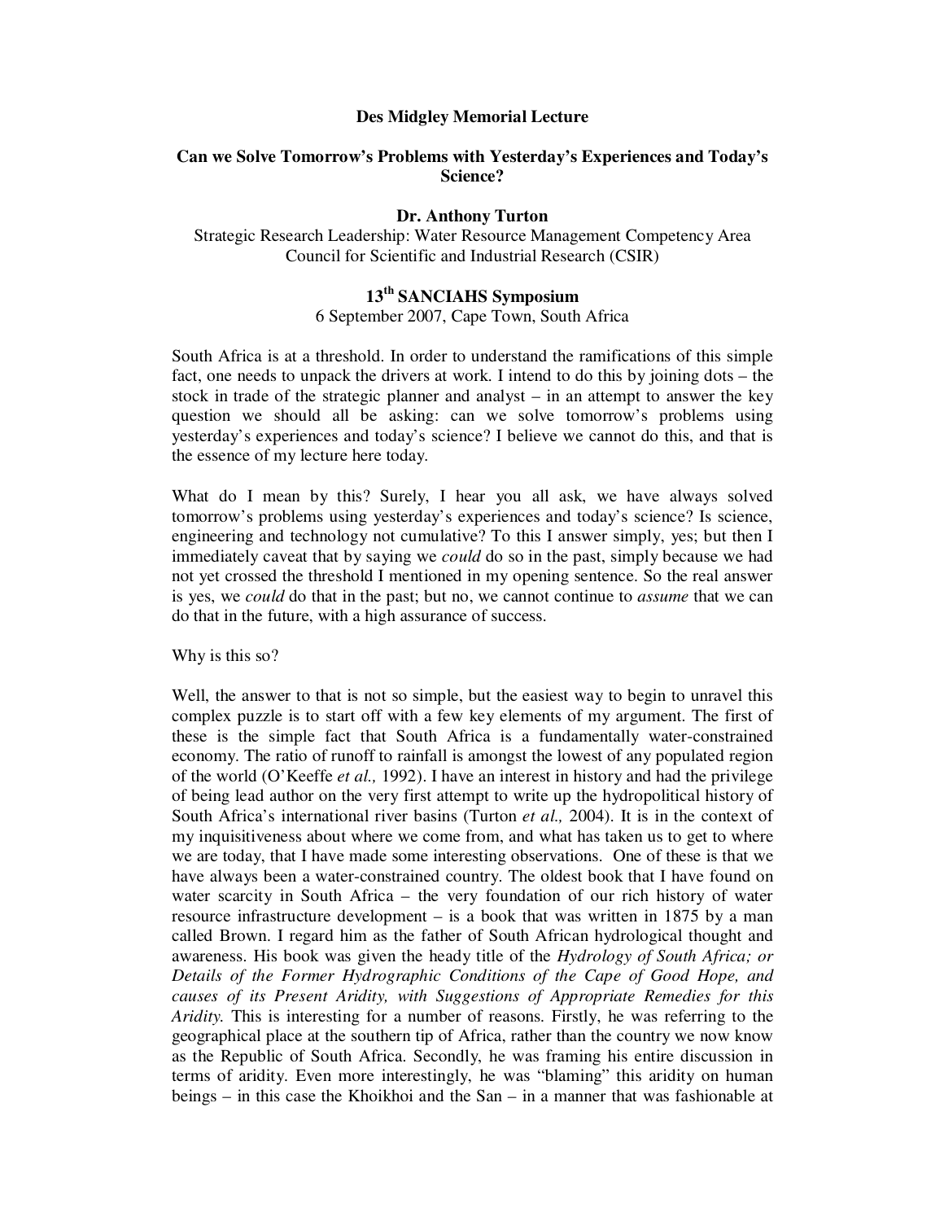# Des Midgley Memorial Lecture

## Can we Solve Tomorrow's Problems with Yesterday's Experiences and Today's Science?

**Dr. Anthony Turton**

Strategic Research Leadership: Water Resource Management Competency Area
Council for Scientific and Industrial Research (CSIR)

**13th SANCIAHS Symposium**

6 September 2007, Cape Town, South Africa

South Africa is at a threshold. In order to understand the ramifications of this simple fact, one needs to unpack the drivers at work. I intend to do this by joining dots – the stock in trade of the strategic planner and analyst – in an attempt to answer the key question we should all be asking: can we solve tomorrow's problems using yesterday's experiences and today's science? I believe we cannot do this, and that is the essence of my lecture here today.

What do I mean by this? Surely, I hear you all ask, we have always solved tomorrow's problems using yesterday's experiences and today's science? Is science, engineering and technology not cumulative? To this I answer simply, yes; but then I immediately caveat that by saying we *could* do so in the past, simply because we had not yet crossed the threshold I mentioned in my opening sentence. So the real answer is yes, we *could* do that in the past; but no, we cannot continue to *assume* that we can do that in the future, with a high assurance of success.

Why is this so?

Well, the answer to that is not so simple, but the easiest way to begin to unravel this complex puzzle is to start off with a few key elements of my argument. The first of these is the simple fact that South Africa is a fundamentally water-constrained economy. The ratio of runoff to rainfall is amongst the lowest of any populated region of the world (O'Keeffe *et al.,* 1992). I have an interest in history and had the privilege of being lead author on the very first attempt to write up the hydropolitical history of South Africa's international river basins (Turton *et al.,* 2004). It is in the context of my inquisitiveness about where we come from, and what has taken us to get to where we are today, that I have made some interesting observations. One of these is that we have always been a water-constrained country. The oldest book that I have found on water scarcity in South Africa – the very foundation of our rich history of water resource infrastructure development – is a book that was written in 1875 by a man called Brown. I regard him as the father of South African hydrological thought and awareness. His book was given the heady title of the *Hydrology of South Africa; or Details of the Former Hydrographic Conditions of the Cape of Good Hope, and causes of its Present Aridity, with Suggestions of Appropriate Remedies for this Aridity.* This is interesting for a number of reasons. Firstly, he was referring to the geographical place at the southern tip of Africa, rather than the country we now know as the Republic of South Africa. Secondly, he was framing his entire discussion in terms of aridity. Even more interestingly, he was "blaming" this aridity on human beings – in this case the Khoikhoi and the San – in a manner that was fashionable at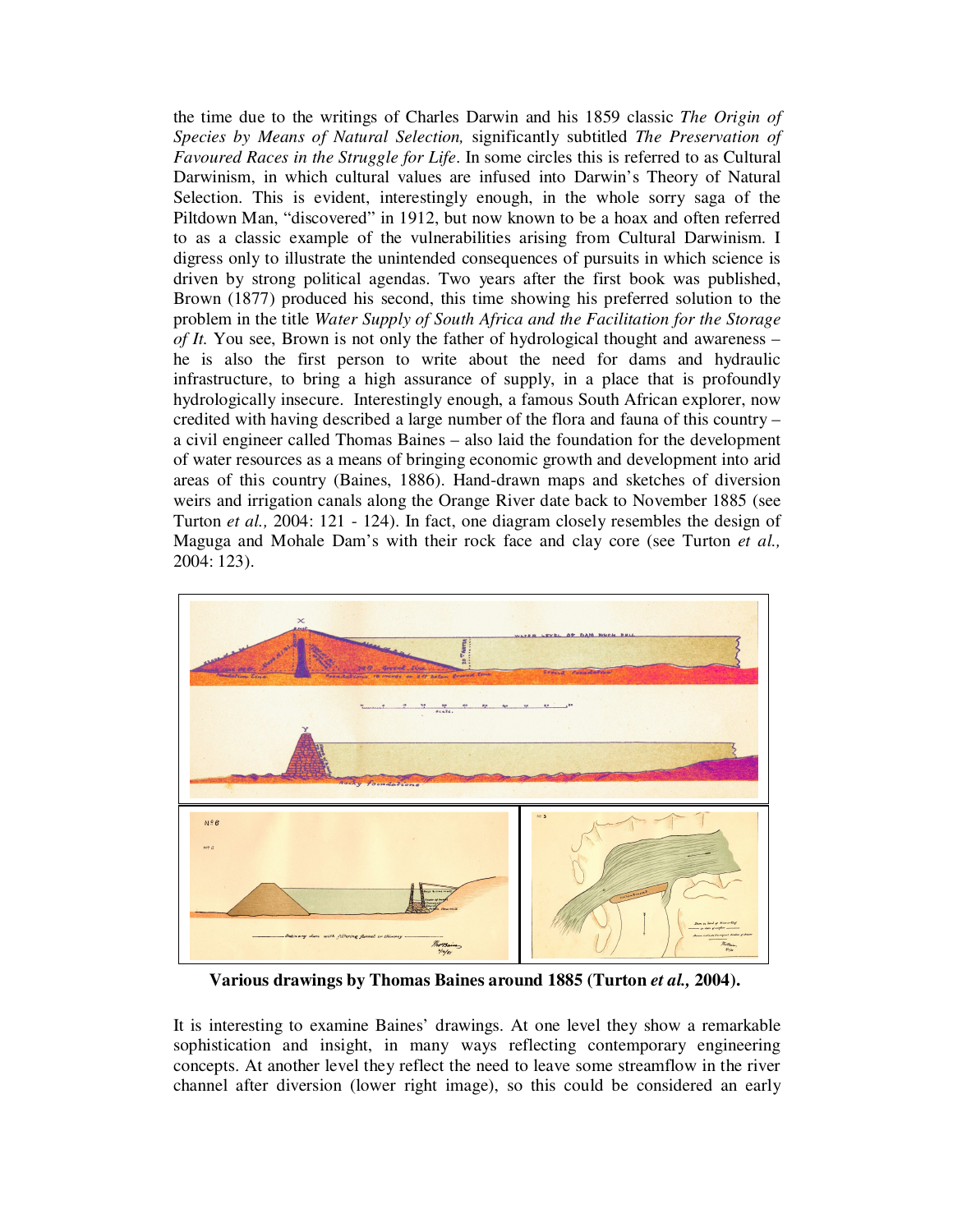the time due to the writings of Charles Darwin and his 1859 classic *The Origin of Species by Means of Natural Selection,* significantly subtitled *The Preservation of Favoured Races in the Struggle for Life*. In some circles this is referred to as Cultural Darwinism, in which cultural values are infused into Darwin's Theory of Natural Selection. This is evident, interestingly enough, in the whole sorry saga of the Piltdown Man, "discovered" in 1912, but now known to be a hoax and often referred to as a classic example of the vulnerabilities arising from Cultural Darwinism. I digress only to illustrate the unintended consequences of pursuits in which science is driven by strong political agendas. Two years after the first book was published, Brown (1877) produced his second, this time showing his preferred solution to the problem in the title *Water Supply of South Africa and the Facilitation for the Storage of It.* You see, Brown is not only the father of hydrological thought and awareness – he is also the first person to write about the need for dams and hydraulic infrastructure, to bring a high assurance of supply, in a place that is profoundly hydrologically insecure. Interestingly enough, a famous South African explorer, now credited with having described a large number of the flora and fauna of this country – a civil engineer called Thomas Baines – also laid the foundation for the development of water resources as a means of bringing economic growth and development into arid areas of this country (Baines, 1886). Hand-drawn maps and sketches of diversion weirs and irrigation canals along the Orange River date back to November 1885 (see Turton *et al.,* 2004: 121 - 124). In fact, one diagram closely resembles the design of Maguga and Mohale Dam's with their rock face and clay core (see Turton *et al.,* 2004: 123).

**Various drawings by Thomas Baines around 1885 (Turton *et al.,* 2004).**

It is interesting to examine Baines' drawings. At one level they show a remarkable sophistication and insight, in many ways reflecting contemporary engineering concepts. At another level they reflect the need to leave some streamflow in the river channel after diversion (lower right image), so this could be considered an early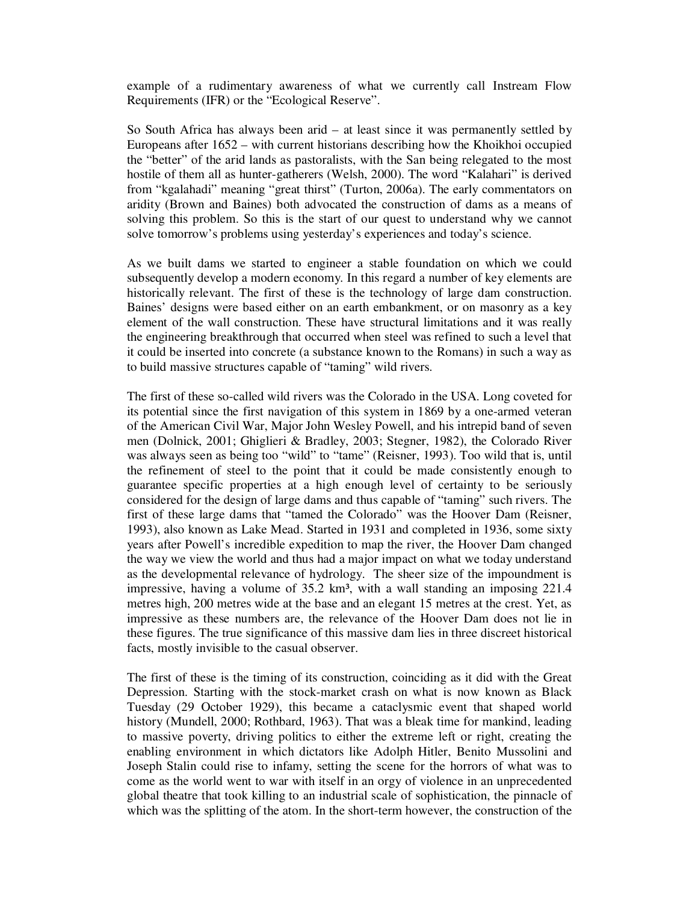example of a rudimentary awareness of what we currently call Instream Flow Requirements (IFR) or the "Ecological Reserve".

So South Africa has always been arid – at least since it was permanently settled by Europeans after 1652 – with current historians describing how the Khoikhoi occupied the "better" of the arid lands as pastoralists, with the San being relegated to the most hostile of them all as hunter-gatherers (Welsh, 2000). The word "Kalahari" is derived from "kgalahadi" meaning "great thirst" (Turton, 2006a). The early commentators on aridity (Brown and Baines) both advocated the construction of dams as a means of solving this problem. So this is the start of our quest to understand why we cannot solve tomorrow's problems using yesterday's experiences and today's science.

As we built dams we started to engineer a stable foundation on which we could subsequently develop a modern economy. In this regard a number of key elements are historically relevant. The first of these is the technology of large dam construction. Baines' designs were based either on an earth embankment, or on masonry as a key element of the wall construction. These have structural limitations and it was really the engineering breakthrough that occurred when steel was refined to such a level that it could be inserted into concrete (a substance known to the Romans) in such a way as to build massive structures capable of "taming" wild rivers.

The first of these so-called wild rivers was the Colorado in the USA. Long coveted for its potential since the first navigation of this system in 1869 by a one-armed veteran of the American Civil War, Major John Wesley Powell, and his intrepid band of seven men (Dolnick, 2001; Ghiglieri & Bradley, 2003; Stegner, 1982), the Colorado River was always seen as being too "wild" to "tame" (Reisner, 1993). Too wild that is, until the refinement of steel to the point that it could be made consistently enough to guarantee specific properties at a high enough level of certainty to be seriously considered for the design of large dams and thus capable of "taming" such rivers. The first of these large dams that "tamed the Colorado" was the Hoover Dam (Reisner, 1993), also known as Lake Mead. Started in 1931 and completed in 1936, some sixty years after Powell's incredible expedition to map the river, the Hoover Dam changed the way we view the world and thus had a major impact on what we today understand as the developmental relevance of hydrology. The sheer size of the impoundment is impressive, having a volume of 35.2 km³, with a wall standing an imposing 221.4 metres high, 200 metres wide at the base and an elegant 15 metres at the crest. Yet, as impressive as these numbers are, the relevance of the Hoover Dam does not lie in these figures. The true significance of this massive dam lies in three discreet historical facts, mostly invisible to the casual observer.

The first of these is the timing of its construction, coinciding as it did with the Great Depression. Starting with the stock-market crash on what is now known as Black Tuesday (29 October 1929), this became a cataclysmic event that shaped world history (Mundell, 2000; Rothbard, 1963). That was a bleak time for mankind, leading to massive poverty, driving politics to either the extreme left or right, creating the enabling environment in which dictators like Adolph Hitler, Benito Mussolini and Joseph Stalin could rise to infamy, setting the scene for the horrors of what was to come as the world went to war with itself in an orgy of violence in an unprecedented global theatre that took killing to an industrial scale of sophistication, the pinnacle of which was the splitting of the atom. In the short-term however, the construction of the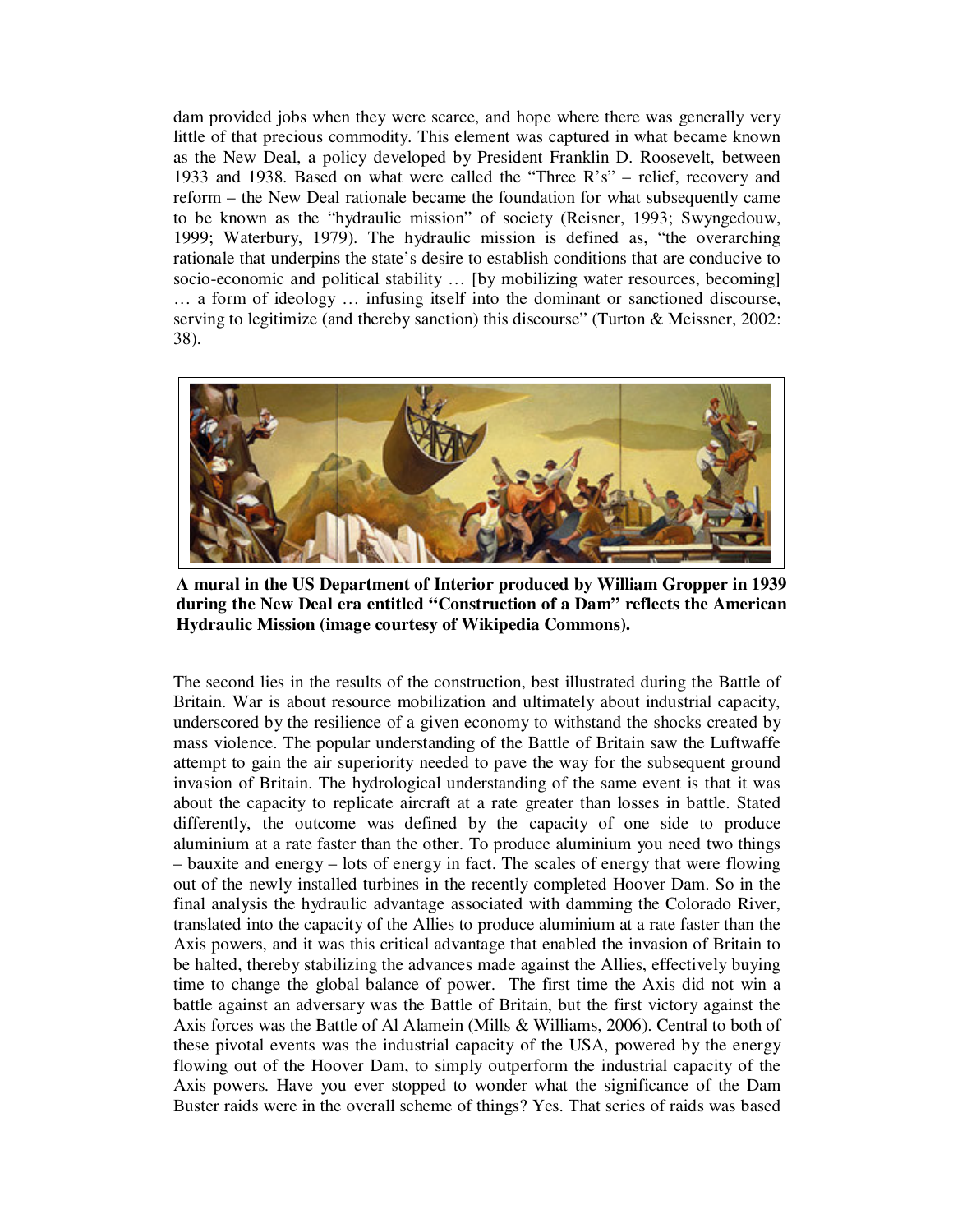dam provided jobs when they were scarce, and hope where there was generally very little of that precious commodity. This element was captured in what became known as the New Deal, a policy developed by President Franklin D. Roosevelt, between 1933 and 1938. Based on what were called the "Three R's" – relief, recovery and reform – the New Deal rationale became the foundation for what subsequently came to be known as the "hydraulic mission" of society (Reisner, 1993; Swyngedouw, 1999; Waterbury, 1979). The hydraulic mission is defined as, "the overarching rationale that underpins the state's desire to establish conditions that are conducive to socio-economic and political stability … [by mobilizing water resources, becoming] … a form of ideology … infusing itself into the dominant or sanctioned discourse, serving to legitimize (and thereby sanction) this discourse" (Turton & Meissner, 2002: 38).

**A mural in the US Department of Interior produced by William Gropper in 1939 during the New Deal era entitled "Construction of a Dam" reflects the American Hydraulic Mission (image courtesy of Wikipedia Commons).**

The second lies in the results of the construction, best illustrated during the Battle of Britain. War is about resource mobilization and ultimately about industrial capacity, underscored by the resilience of a given economy to withstand the shocks created by mass violence. The popular understanding of the Battle of Britain saw the Luftwaffe attempt to gain the air superiority needed to pave the way for the subsequent ground invasion of Britain. The hydrological understanding of the same event is that it was about the capacity to replicate aircraft at a rate greater than losses in battle. Stated differently, the outcome was defined by the capacity of one side to produce aluminium at a rate faster than the other. To produce aluminium you need two things – bauxite and energy – lots of energy in fact. The scales of energy that were flowing out of the newly installed turbines in the recently completed Hoover Dam. So in the final analysis the hydraulic advantage associated with damming the Colorado River, translated into the capacity of the Allies to produce aluminium at a rate faster than the Axis powers, and it was this critical advantage that enabled the invasion of Britain to be halted, thereby stabilizing the advances made against the Allies, effectively buying time to change the global balance of power. The first time the Axis did not win a battle against an adversary was the Battle of Britain, but the first victory against the Axis forces was the Battle of Al Alamein (Mills & Williams, 2006). Central to both of these pivotal events was the industrial capacity of the USA, powered by the energy flowing out of the Hoover Dam, to simply outperform the industrial capacity of the Axis powers. Have you ever stopped to wonder what the significance of the Dam Buster raids were in the overall scheme of things? Yes. That series of raids was based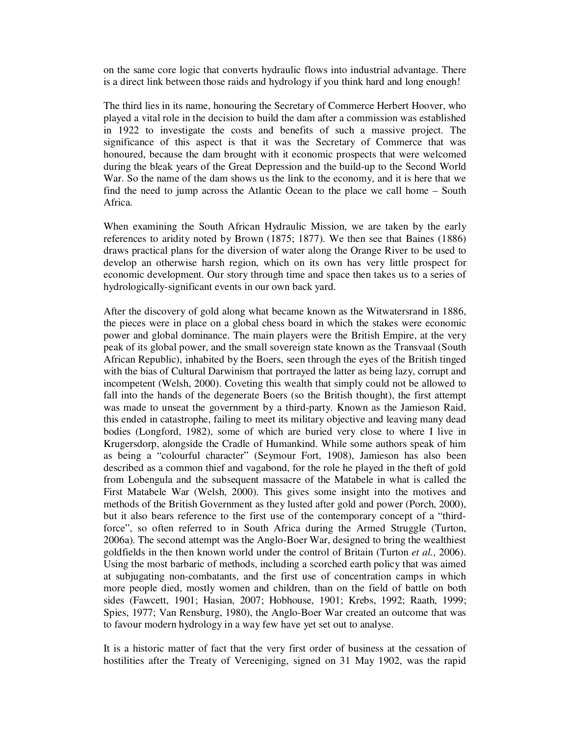on the same core logic that converts hydraulic flows into industrial advantage. There is a direct link between those raids and hydrology if you think hard and long enough!

The third lies in its name, honouring the Secretary of Commerce Herbert Hoover, who played a vital role in the decision to build the dam after a commission was established in 1922 to investigate the costs and benefits of such a massive project. The significance of this aspect is that it was the Secretary of Commerce that was honoured, because the dam brought with it economic prospects that were welcomed during the bleak years of the Great Depression and the build-up to the Second World War. So the name of the dam shows us the link to the economy, and it is here that we find the need to jump across the Atlantic Ocean to the place we call home – South Africa.

When examining the South African Hydraulic Mission, we are taken by the early references to aridity noted by Brown (1875; 1877). We then see that Baines (1886) draws practical plans for the diversion of water along the Orange River to be used to develop an otherwise harsh region, which on its own has very little prospect for economic development. Our story through time and space then takes us to a series of hydrologically-significant events in our own back yard.

After the discovery of gold along what became known as the Witwatersrand in 1886, the pieces were in place on a global chess board in which the stakes were economic power and global dominance. The main players were the British Empire, at the very peak of its global power, and the small sovereign state known as the Transvaal (South African Republic), inhabited by the Boers, seen through the eyes of the British tinged with the bias of Cultural Darwinism that portrayed the latter as being lazy, corrupt and incompetent (Welsh, 2000). Coveting this wealth that simply could not be allowed to fall into the hands of the degenerate Boers (so the British thought), the first attempt was made to unseat the government by a third-party. Known as the Jamieson Raid, this ended in catastrophe, failing to meet its military objective and leaving many dead bodies (Longford, 1982), some of which are buried very close to where I live in Krugersdorp, alongside the Cradle of Humankind. While some authors speak of him as being a "colourful character" (Seymour Fort, 1908), Jamieson has also been described as a common thief and vagabond, for the role he played in the theft of gold from Lobengula and the subsequent massacre of the Matabele in what is called the First Matabele War (Welsh, 2000). This gives some insight into the motives and methods of the British Government as they lusted after gold and power (Porch, 2000), but it also bears reference to the first use of the contemporary concept of a "third-force", so often referred to in South Africa during the Armed Struggle (Turton, 2006a). The second attempt was the Anglo-Boer War, designed to bring the wealthiest goldfields in the then known world under the control of Britain (Turton *et al.,* 2006). Using the most barbaric of methods, including a scorched earth policy that was aimed at subjugating non-combatants, and the first use of concentration camps in which more people died, mostly women and children, than on the field of battle on both sides (Fawcett, 1901; Hasian, 2007; Hobhouse, 1901; Krebs, 1992; Raath, 1999; Spies, 1977; Van Rensburg, 1980), the Anglo-Boer War created an outcome that was to favour modern hydrology in a way few have yet set out to analyse.

It is a historic matter of fact that the very first order of business at the cessation of hostilities after the Treaty of Vereeniging, signed on 31 May 1902, was the rapid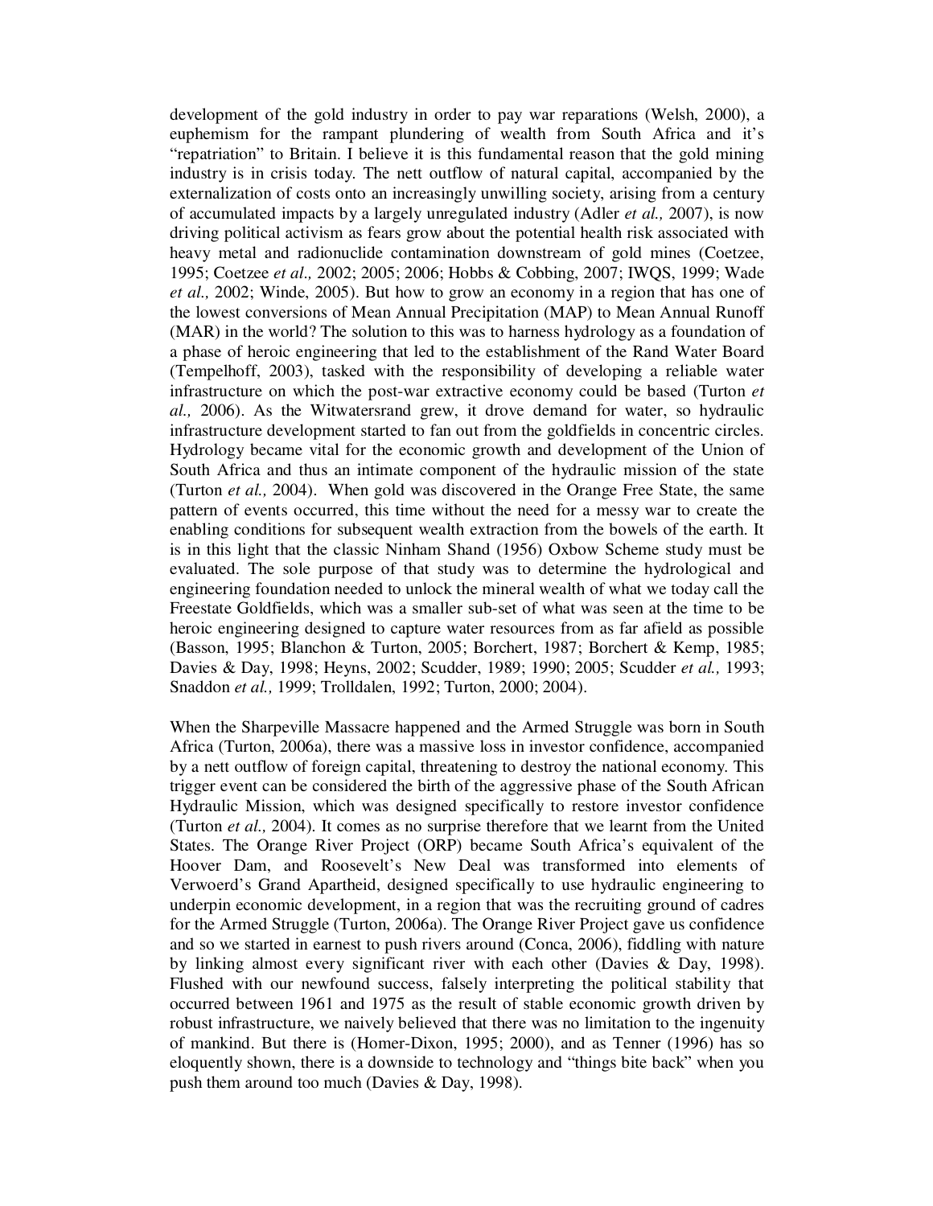development of the gold industry in order to pay war reparations (Welsh, 2000), a euphemism for the rampant plundering of wealth from South Africa and it's "repatriation" to Britain. I believe it is this fundamental reason that the gold mining industry is in crisis today. The nett outflow of natural capital, accompanied by the externalization of costs onto an increasingly unwilling society, arising from a century of accumulated impacts by a largely unregulated industry (Adler *et al.,* 2007), is now driving political activism as fears grow about the potential health risk associated with heavy metal and radionuclide contamination downstream of gold mines (Coetzee, 1995; Coetzee *et al.,* 2002; 2005; 2006; Hobbs & Cobbing, 2007; IWQS, 1999; Wade *et al.,* 2002; Winde, 2005). But how to grow an economy in a region that has one of the lowest conversions of Mean Annual Precipitation (MAP) to Mean Annual Runoff (MAR) in the world? The solution to this was to harness hydrology as a foundation of a phase of heroic engineering that led to the establishment of the Rand Water Board (Tempelhoff, 2003), tasked with the responsibility of developing a reliable water infrastructure on which the post-war extractive economy could be based (Turton *et al.,* 2006). As the Witwatersrand grew, it drove demand for water, so hydraulic infrastructure development started to fan out from the goldfields in concentric circles. Hydrology became vital for the economic growth and development of the Union of South Africa and thus an intimate component of the hydraulic mission of the state (Turton *et al.,* 2004). When gold was discovered in the Orange Free State, the same pattern of events occurred, this time without the need for a messy war to create the enabling conditions for subsequent wealth extraction from the bowels of the earth. It is in this light that the classic Ninham Shand (1956) Oxbow Scheme study must be evaluated. The sole purpose of that study was to determine the hydrological and engineering foundation needed to unlock the mineral wealth of what we today call the Freestate Goldfields, which was a smaller sub-set of what was seen at the time to be heroic engineering designed to capture water resources from as far afield as possible (Basson, 1995; Blanchon & Turton, 2005; Borchert, 1987; Borchert & Kemp, 1985; Davies & Day, 1998; Heyns, 2002; Scudder, 1989; 1990; 2005; Scudder *et al.,* 1993; Snaddon *et al.,* 1999; Trolldalen, 1992; Turton, 2000; 2004).

When the Sharpeville Massacre happened and the Armed Struggle was born in South Africa (Turton, 2006a), there was a massive loss in investor confidence, accompanied by a nett outflow of foreign capital, threatening to destroy the national economy. This trigger event can be considered the birth of the aggressive phase of the South African Hydraulic Mission, which was designed specifically to restore investor confidence (Turton *et al.,* 2004). It comes as no surprise therefore that we learnt from the United States. The Orange River Project (ORP) became South Africa's equivalent of the Hoover Dam, and Roosevelt's New Deal was transformed into elements of Verwoerd's Grand Apartheid, designed specifically to use hydraulic engineering to underpin economic development, in a region that was the recruiting ground of cadres for the Armed Struggle (Turton, 2006a). The Orange River Project gave us confidence and so we started in earnest to push rivers around (Conca, 2006), fiddling with nature by linking almost every significant river with each other (Davies & Day, 1998). Flushed with our newfound success, falsely interpreting the political stability that occurred between 1961 and 1975 as the result of stable economic growth driven by robust infrastructure, we naively believed that there was no limitation to the ingenuity of mankind. But there is (Homer-Dixon, 1995; 2000), and as Tenner (1996) has so eloquently shown, there is a downside to technology and "things bite back" when you push them around too much (Davies & Day, 1998).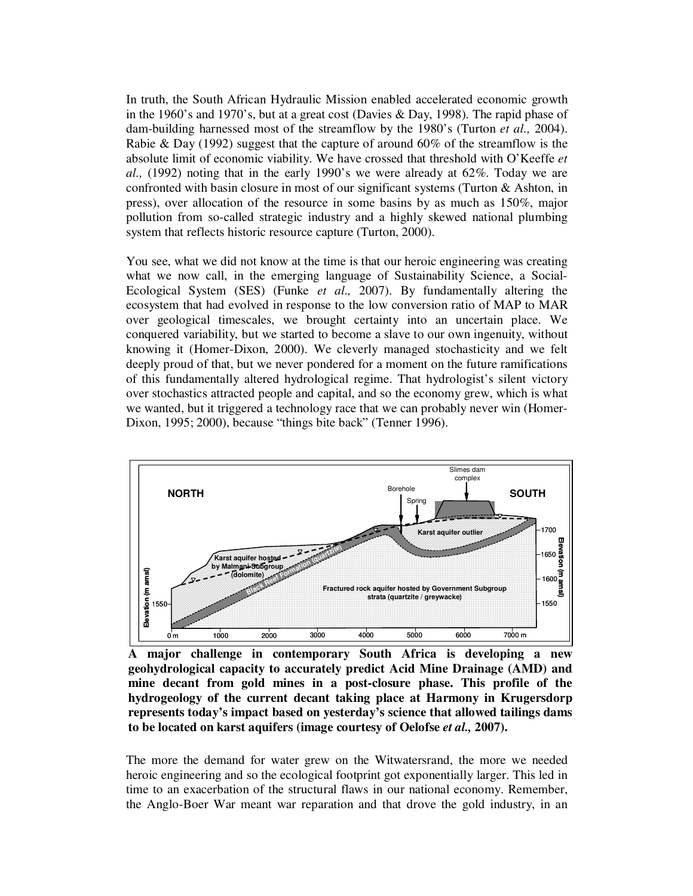In truth, the South African Hydraulic Mission enabled accelerated economic growth in the 1960's and 1970's, but at a great cost (Davies & Day, 1998). The rapid phase of dam-building harnessed most of the streamflow by the 1980's (Turton *et al.,* 2004). Rabie & Day (1992) suggest that the capture of around 60% of the streamflow is the absolute limit of economic viability. We have crossed that threshold with O'Keeffe *et al.,* (1992) noting that in the early 1990's we were already at 62%. Today we are confronted with basin closure in most of our significant systems (Turton & Ashton, in press), over allocation of the resource in some basins by as much as 150%, major pollution from so-called strategic industry and a highly skewed national plumbing system that reflects historic resource capture (Turton, 2000).

You see, what we did not know at the time is that our heroic engineering was creating what we now call, in the emerging language of Sustainability Science, a Social-Ecological System (SES) (Funke *et al.,* 2007). By fundamentally altering the ecosystem that had evolved in response to the low conversion ratio of MAP to MAR over geological timescales, we brought certainty into an uncertain place. We conquered variability, but we started to become a slave to our own ingenuity, without knowing it (Homer-Dixon, 2000). We cleverly managed stochasticity and we felt deeply proud of that, but we never pondered for a moment on the future ramifications of this fundamentally altered hydrological regime. That hydrologist's silent victory over stochastics attracted people and capital, and so the economy grew, which is what we wanted, but it triggered a technology race that we can probably never win (Homer-Dixon, 1995; 2000), because "things bite back" (Tenner 1996).

**A major challenge in contemporary South Africa is developing a new geohydrological capacity to accurately predict Acid Mine Drainage (AMD) and mine decant from gold mines in a post-closure phase. This profile of the hydrogeology of the current decant taking place at Harmony in Krugersdorp represents today's impact based on yesterday's science that allowed tailings dams to be located on karst aquifers (image courtesy of Oelofse *et al.,* 2007).**

The more the demand for water grew on the Witwatersrand, the more we needed heroic engineering and so the ecological footprint got exponentially larger. This led in time to an exacerbation of the structural flaws in our national economy. Remember, the Anglo-Boer War meant war reparation and that drove the gold industry, in an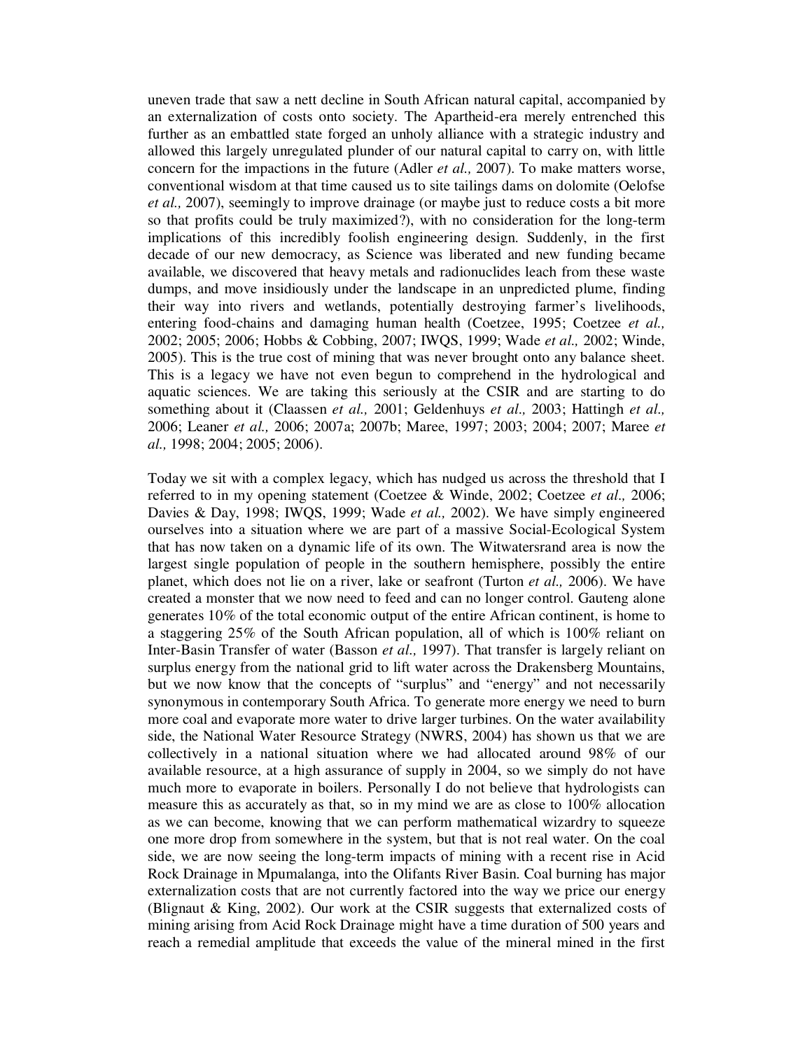uneven trade that saw a nett decline in South African natural capital, accompanied by an externalization of costs onto society. The Apartheid-era merely entrenched this further as an embattled state forged an unholy alliance with a strategic industry and allowed this largely unregulated plunder of our natural capital to carry on, with little concern for the impactions in the future (Adler *et al.,* 2007). To make matters worse, conventional wisdom at that time caused us to site tailings dams on dolomite (Oelofse *et al.,* 2007), seemingly to improve drainage (or maybe just to reduce costs a bit more so that profits could be truly maximized?), with no consideration for the long-term implications of this incredibly foolish engineering design. Suddenly, in the first decade of our new democracy, as Science was liberated and new funding became available, we discovered that heavy metals and radionuclides leach from these waste dumps, and move insidiously under the landscape in an unpredicted plume, finding their way into rivers and wetlands, potentially destroying farmer's livelihoods, entering food-chains and damaging human health (Coetzee, 1995; Coetzee *et al.,* 2002; 2005; 2006; Hobbs & Cobbing, 2007; IWQS, 1999; Wade *et al.,* 2002; Winde, 2005). This is the true cost of mining that was never brought onto any balance sheet. This is a legacy we have not even begun to comprehend in the hydrological and aquatic sciences. We are taking this seriously at the CSIR and are starting to do something about it (Claassen *et al.,* 2001; Geldenhuys *et al.,* 2003; Hattingh *et al.,* 2006; Leaner *et al.,* 2006; 2007a; 2007b; Maree, 1997; 2003; 2004; 2007; Maree *et al.,* 1998; 2004; 2005; 2006).

Today we sit with a complex legacy, which has nudged us across the threshold that I referred to in my opening statement (Coetzee & Winde, 2002; Coetzee *et al.,* 2006; Davies & Day, 1998; IWQS, 1999; Wade *et al.,* 2002). We have simply engineered ourselves into a situation where we are part of a massive Social-Ecological System that has now taken on a dynamic life of its own. The Witwatersrand area is now the largest single population of people in the southern hemisphere, possibly the entire planet, which does not lie on a river, lake or seafront (Turton *et al.,* 2006). We have created a monster that we now need to feed and can no longer control. Gauteng alone generates 10% of the total economic output of the entire African continent, is home to a staggering 25% of the South African population, all of which is 100% reliant on Inter-Basin Transfer of water (Basson *et al.,* 1997). That transfer is largely reliant on surplus energy from the national grid to lift water across the Drakensberg Mountains, but we now know that the concepts of "surplus" and "energy" and not necessarily synonymous in contemporary South Africa. To generate more energy we need to burn more coal and evaporate more water to drive larger turbines. On the water availability side, the National Water Resource Strategy (NWRS, 2004) has shown us that we are collectively in a national situation where we had allocated around 98% of our available resource, at a high assurance of supply in 2004, so we simply do not have much more to evaporate in boilers. Personally I do not believe that hydrologists can measure this as accurately as that, so in my mind we are as close to 100% allocation as we can become, knowing that we can perform mathematical wizardry to squeeze one more drop from somewhere in the system, but that is not real water. On the coal side, we are now seeing the long-term impacts of mining with a recent rise in Acid Rock Drainage in Mpumalanga, into the Olifants River Basin. Coal burning has major externalization costs that are not currently factored into the way we price our energy (Blignaut & King, 2002). Our work at the CSIR suggests that externalized costs of mining arising from Acid Rock Drainage might have a time duration of 500 years and reach a remedial amplitude that exceeds the value of the mineral mined in the first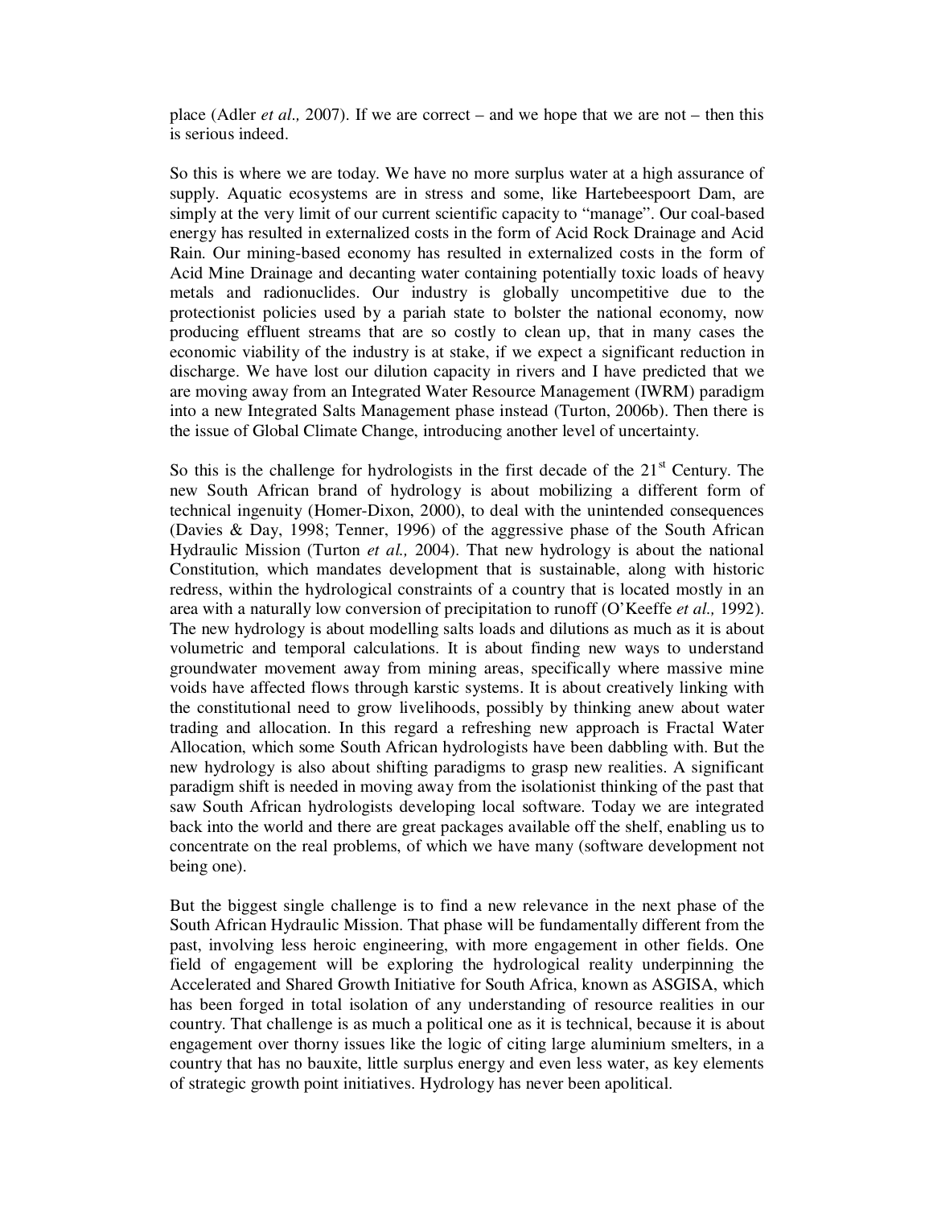place (Adler *et al.,* 2007). If we are correct – and we hope that we are not – then this is serious indeed.

So this is where we are today. We have no more surplus water at a high assurance of supply. Aquatic ecosystems are in stress and some, like Hartebeespoort Dam, are simply at the very limit of our current scientific capacity to "manage". Our coal-based energy has resulted in externalized costs in the form of Acid Rock Drainage and Acid Rain. Our mining-based economy has resulted in externalized costs in the form of Acid Mine Drainage and decanting water containing potentially toxic loads of heavy metals and radionuclides. Our industry is globally uncompetitive due to the protectionist policies used by a pariah state to bolster the national economy, now producing effluent streams that are so costly to clean up, that in many cases the economic viability of the industry is at stake, if we expect a significant reduction in discharge. We have lost our dilution capacity in rivers and I have predicted that we are moving away from an Integrated Water Resource Management (IWRM) paradigm into a new Integrated Salts Management phase instead (Turton, 2006b). Then there is the issue of Global Climate Change, introducing another level of uncertainty.

So this is the challenge for hydrologists in the first decade of the 21st Century. The new South African brand of hydrology is about mobilizing a different form of technical ingenuity (Homer-Dixon, 2000), to deal with the unintended consequences (Davies & Day, 1998; Tenner, 1996) of the aggressive phase of the South African Hydraulic Mission (Turton *et al.,* 2004). That new hydrology is about the national Constitution, which mandates development that is sustainable, along with historic redress, within the hydrological constraints of a country that is located mostly in an area with a naturally low conversion of precipitation to runoff (O'Keeffe *et al.,* 1992). The new hydrology is about modelling salts loads and dilutions as much as it is about volumetric and temporal calculations. It is about finding new ways to understand groundwater movement away from mining areas, specifically where massive mine voids have affected flows through karstic systems. It is about creatively linking with the constitutional need to grow livelihoods, possibly by thinking anew about water trading and allocation. In this regard a refreshing new approach is Fractal Water Allocation, which some South African hydrologists have been dabbling with. But the new hydrology is also about shifting paradigms to grasp new realities. A significant paradigm shift is needed in moving away from the isolationist thinking of the past that saw South African hydrologists developing local software. Today we are integrated back into the world and there are great packages available off the shelf, enabling us to concentrate on the real problems, of which we have many (software development not being one).

But the biggest single challenge is to find a new relevance in the next phase of the South African Hydraulic Mission. That phase will be fundamentally different from the past, involving less heroic engineering, with more engagement in other fields. One field of engagement will be exploring the hydrological reality underpinning the Accelerated and Shared Growth Initiative for South Africa, known as ASGISA, which has been forged in total isolation of any understanding of resource realities in our country. That challenge is as much a political one as it is technical, because it is about engagement over thorny issues like the logic of citing large aluminium smelters, in a country that has no bauxite, little surplus energy and even less water, as key elements of strategic growth point initiatives. Hydrology has never been apolitical.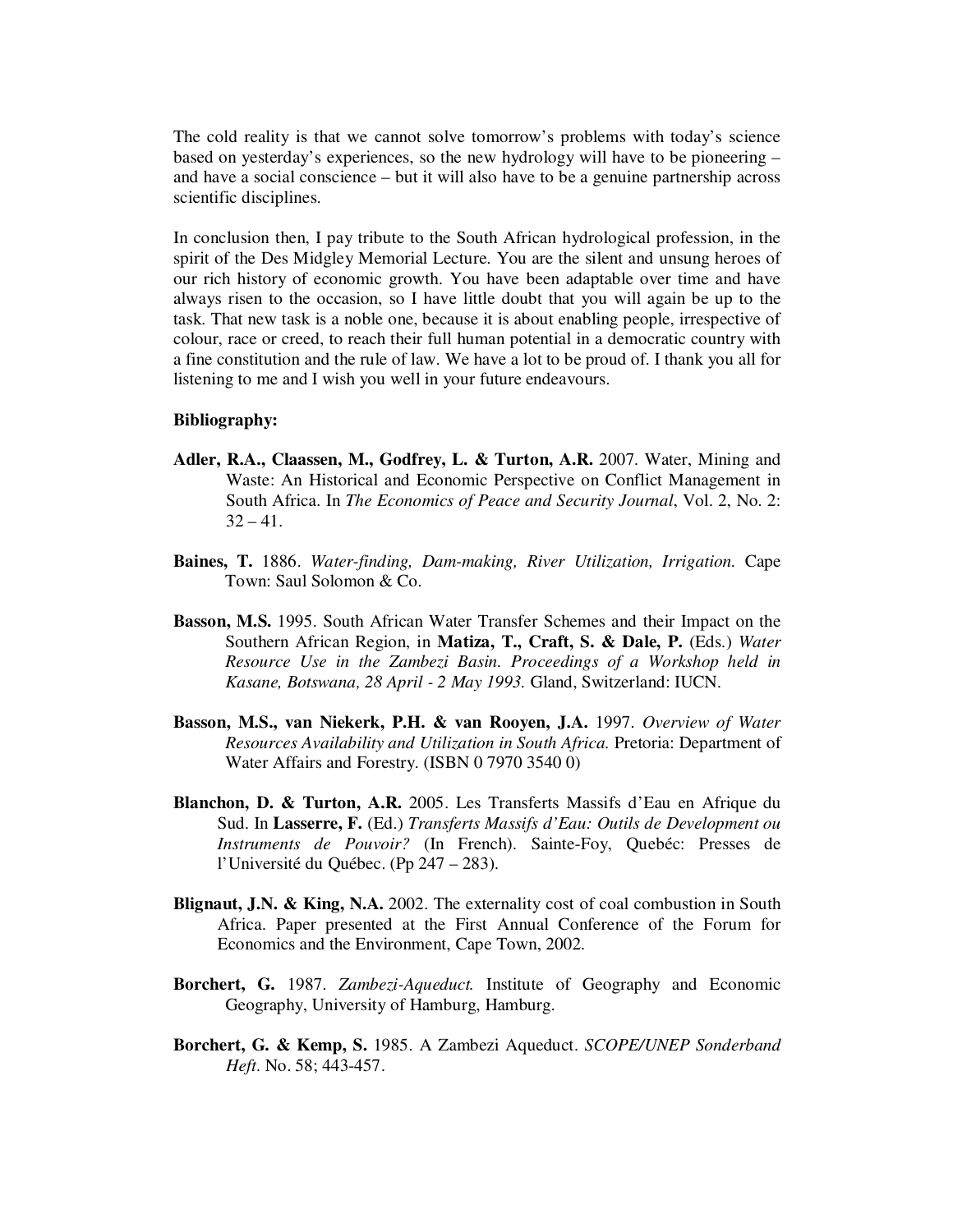The cold reality is that we cannot solve tomorrow's problems with today's science based on yesterday's experiences, so the new hydrology will have to be pioneering – and have a social conscience – but it will also have to be a genuine partnership across scientific disciplines.

In conclusion then, I pay tribute to the South African hydrological profession, in the spirit of the Des Midgley Memorial Lecture. You are the silent and unsung heroes of our rich history of economic growth. You have been adaptable over time and have always risen to the occasion, so I have little doubt that you will again be up to the task. That new task is a noble one, because it is about enabling people, irrespective of colour, race or creed, to reach their full human potential in a democratic country with a fine constitution and the rule of law. We have a lot to be proud of. I thank you all for listening to me and I wish you well in your future endeavours.

**Bibliography:**

**Adler, R.A., Claassen, M., Godfrey, L. & Turton, A.R.** 2007. Water, Mining and Waste: An Historical and Economic Perspective on Conflict Management in South Africa. In *The Economics of Peace and Security Journal*, Vol. 2, No. 2: 32 – 41.

**Baines, T.** 1886. *Water-finding, Dam-making, River Utilization, Irrigation.* Cape Town: Saul Solomon & Co.

**Basson, M.S.** 1995. South African Water Transfer Schemes and their Impact on the Southern African Region, in **Matiza, T., Craft, S. & Dale, P.** (Eds.) *Water Resource Use in the Zambezi Basin. Proceedings of a Workshop held in Kasane, Botswana, 28 April - 2 May 1993.* Gland, Switzerland: IUCN.

**Basson, M.S., van Niekerk, P.H. & van Rooyen, J.A.** 1997. *Overview of Water Resources Availability and Utilization in South Africa.* Pretoria: Department of Water Affairs and Forestry. (ISBN 0 7970 3540 0)

**Blanchon, D. & Turton, A.R.** 2005. Les Transferts Massifs d'Eau en Afrique du Sud. In **Lasserre, F.** (Ed.) *Transferts Massifs d'Eau: Outils de Development ou Instruments de Pouvoir?* (In French). Sainte-Foy, Quebéc: Presses de l'Université du Québec. (Pp 247 – 283).

**Blignaut, J.N. & King, N.A.** 2002. The externality cost of coal combustion in South Africa. Paper presented at the First Annual Conference of the Forum for Economics and the Environment, Cape Town, 2002.

**Borchert, G.** 1987. *Zambezi-Aqueduct.* Institute of Geography and Economic Geography, University of Hamburg, Hamburg.

**Borchert, G. & Kemp, S.** 1985. A Zambezi Aqueduct. *SCOPE/UNEP Sonderband Heft*. No. 58; 443-457.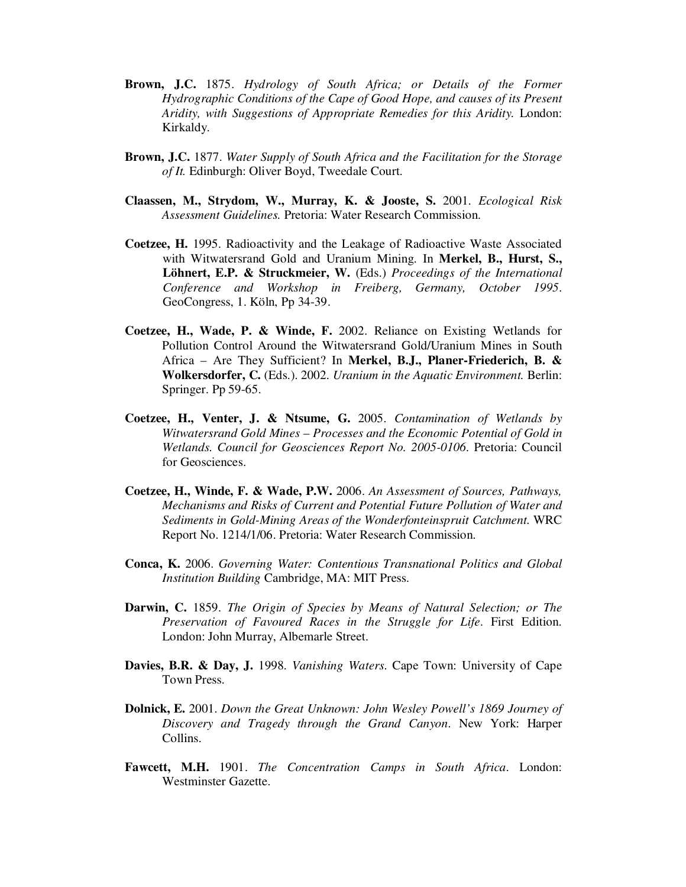**Brown, J.C.** 1875. *Hydrology of South Africa; or Details of the Former Hydrographic Conditions of the Cape of Good Hope, and causes of its Present Aridity, with Suggestions of Appropriate Remedies for this Aridity.* London: Kirkaldy.

**Brown, J.C.** 1877. *Water Supply of South Africa and the Facilitation for the Storage of It.* Edinburgh: Oliver Boyd, Tweedale Court.

**Claassen, M., Strydom, W., Murray, K. & Jooste, S.** 2001. *Ecological Risk Assessment Guidelines.* Pretoria: Water Research Commission.

**Coetzee, H.** 1995. Radioactivity and the Leakage of Radioactive Waste Associated with Witwatersrand Gold and Uranium Mining. In **Merkel, B., Hurst, S., Löhnert, E.P. & Struckmeier, W.** (Eds.) *Proceedings of the International Conference and Workshop in Freiberg, Germany, October 1995*. GeoCongress, 1. Köln, Pp 34-39.

**Coetzee, H., Wade, P. & Winde, F.** 2002. Reliance on Existing Wetlands for Pollution Control Around the Witwatersrand Gold/Uranium Mines in South Africa – Are They Sufficient? In **Merkel, B.J., Planer-Friederich, B. & Wolkersdorfer, C.** (Eds.). 2002. *Uranium in the Aquatic Environment.* Berlin: Springer. Pp 59-65.

**Coetzee, H., Venter, J. & Ntsume, G.** 2005. *Contamination of Wetlands by Witwatersrand Gold Mines – Processes and the Economic Potential of Gold in Wetlands. Council for Geosciences Report No. 2005-0106*. Pretoria: Council for Geosciences.

**Coetzee, H., Winde, F. & Wade, P.W.** 2006. *An Assessment of Sources, Pathways, Mechanisms and Risks of Current and Potential Future Pollution of Water and Sediments in Gold-Mining Areas of the Wonderfonteinspruit Catchment.* WRC Report No. 1214/1/06. Pretoria: Water Research Commission.

**Conca, K.** 2006. *Governing Water: Contentious Transnational Politics and Global Institution Building* Cambridge, MA: MIT Press.

**Darwin, C.** 1859. *The Origin of Species by Means of Natural Selection; or The Preservation of Favoured Races in the Struggle for Life*. First Edition. London: John Murray, Albemarle Street.

**Davies, B.R. & Day, J.** 1998. *Vanishing Waters.* Cape Town: University of Cape Town Press.

**Dolnick, E.** 2001. *Down the Great Unknown: John Wesley Powell's 1869 Journey of Discovery and Tragedy through the Grand Canyon*. New York: Harper Collins.

**Fawcett, M.H.** 1901. *The Concentration Camps in South Africa*. London: Westminster Gazette.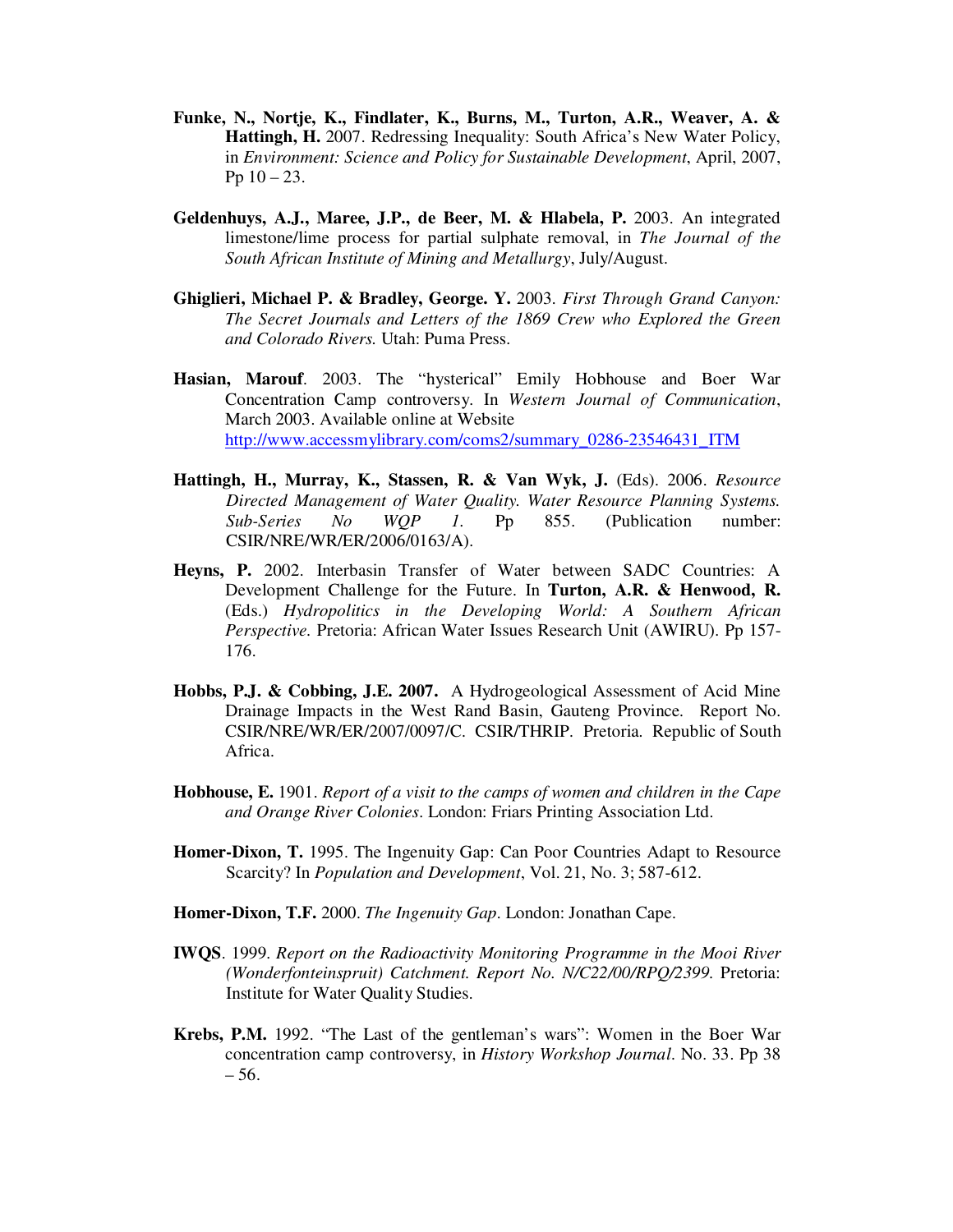**Funke, N., Nortje, K., Findlater, K., Burns, M., Turton, A.R., Weaver, A. & Hattingh, H.** 2007. Redressing Inequality: South Africa's New Water Policy, in *Environment: Science and Policy for Sustainable Development*, April, 2007, Pp 10 – 23.

**Geldenhuys, A.J., Maree, J.P., de Beer, M. & Hlabela, P.** 2003. An integrated limestone/lime process for partial sulphate removal, in *The Journal of the South African Institute of Mining and Metallurgy*, July/August.

**Ghiglieri, Michael P. & Bradley, George. Y.** 2003. *First Through Grand Canyon: The Secret Journals and Letters of the 1869 Crew who Explored the Green and Colorado Rivers.* Utah: Puma Press.

**Hasian, Marouf**. 2003. The "hysterical" Emily Hobhouse and Boer War Concentration Camp controversy. In *Western Journal of Communication*, March 2003. Available online at Website http://www.accessmylibrary.com/coms2/summary_0286-23546431_ITM

**Hattingh, H., Murray, K., Stassen, R. & Van Wyk, J.** (Eds). 2006. *Resource Directed Management of Water Quality. Water Resource Planning Systems. Sub-Series No WQP 1.* Pp 855. (Publication number: CSIR/NRE/WR/ER/2006/0163/A).

**Heyns, P.** 2002. Interbasin Transfer of Water between SADC Countries: A Development Challenge for the Future. In **Turton, A.R. & Henwood, R.** (Eds.) *Hydropolitics in the Developing World: A Southern African Perspective*. Pretoria: African Water Issues Research Unit (AWIRU). Pp 157-176.

**Hobbs, P.J. & Cobbing, J.E. 2007.** A Hydrogeological Assessment of Acid Mine Drainage Impacts in the West Rand Basin, Gauteng Province. Report No. CSIR/NRE/WR/ER/2007/0097/C. CSIR/THRIP. Pretoria. Republic of South Africa.

**Hobhouse, E.** 1901. *Report of a visit to the camps of women and children in the Cape and Orange River Colonies*. London: Friars Printing Association Ltd.

**Homer-Dixon, T.** 1995. The Ingenuity Gap: Can Poor Countries Adapt to Resource Scarcity? In *Population and Development*, Vol. 21, No. 3; 587-612.

**Homer-Dixon, T.F.** 2000. *The Ingenuity Gap*. London: Jonathan Cape.

**IWQS**. 1999. *Report on the Radioactivity Monitoring Programme in the Mooi River (Wonderfonteinspruit) Catchment. Report No. N/C22/00/RPQ/2399.* Pretoria: Institute for Water Quality Studies.

**Krebs, P.M.** 1992. "The Last of the gentleman's wars": Women in the Boer War concentration camp controversy, in *History Workshop Journal*. No. 33. Pp 38 – 56.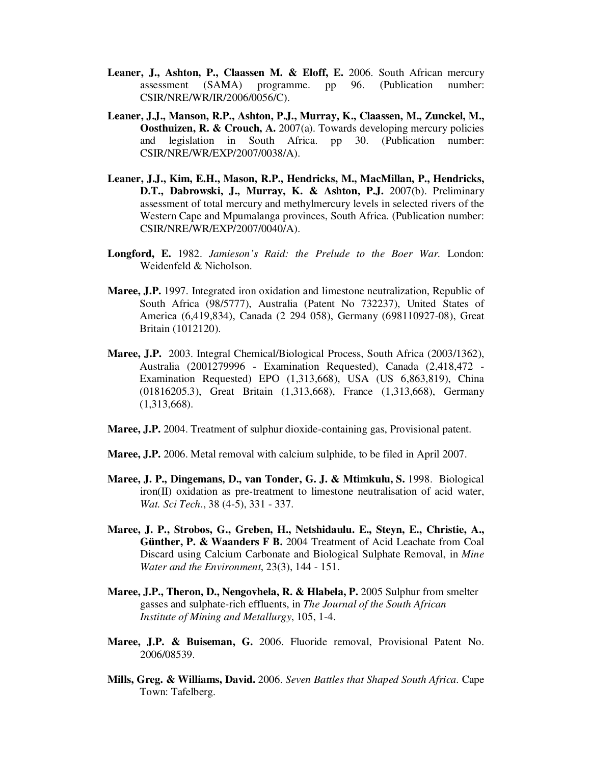**Leaner, J., Ashton, P., Claassen M. & Eloff, E.** 2006. South African mercury assessment (SAMA) programme. pp 96. (Publication number: CSIR/NRE/WR/IR/2006/0056/C).

**Leaner, J.J., Manson, R.P., Ashton, P.J., Murray, K., Claassen, M., Zunckel, M., Oosthuizen, R. & Crouch, A.** 2007(a). Towards developing mercury policies and legislation in South Africa. pp 30. (Publication number: CSIR/NRE/WR/EXP/2007/0038/A).

**Leaner, J.J., Kim, E.H., Mason, R.P., Hendricks, M., MacMillan, P., Hendricks, D.T., Dabrowski, J., Murray, K. & Ashton, P.J.** 2007(b). Preliminary assessment of total mercury and methylmercury levels in selected rivers of the Western Cape and Mpumalanga provinces, South Africa. (Publication number: CSIR/NRE/WR/EXP/2007/0040/A).

**Longford, E.** 1982. *Jamieson's Raid: the Prelude to the Boer War.* London: Weidenfeld & Nicholson.

**Maree, J.P.** 1997. Integrated iron oxidation and limestone neutralization, Republic of South Africa (98/5777), Australia (Patent No 732237), United States of America (6,419,834), Canada (2 294 058), Germany (698110927-08), Great Britain (1012120).

**Maree, J.P.** 2003. Integral Chemical/Biological Process, South Africa (2003/1362), Australia (2001279996 - Examination Requested), Canada (2,418,472 - Examination Requested) EPO (1,313,668), USA (US 6,863,819), China (01816205.3), Great Britain (1,313,668), France (1,313,668), Germany (1,313,668).

**Maree, J.P.** 2004. Treatment of sulphur dioxide-containing gas, Provisional patent.

**Maree, J.P.** 2006. Metal removal with calcium sulphide, to be filed in April 2007.

**Maree, J. P., Dingemans, D., van Tonder, G. J. & Mtimkulu, S.** 1998. Biological iron(II) oxidation as pre-treatment to limestone neutralisation of acid water, *Wat. Sci Tech*., 38 (4-5), 331 - 337.

**Maree, J. P., Strobos, G., Greben, H., Netshidaulu. E., Steyn, E., Christie, A., Günther, P. & Waanders F B.** 2004 Treatment of Acid Leachate from Coal Discard using Calcium Carbonate and Biological Sulphate Removal, in *Mine Water and the Environment*, 23(3), 144 - 151.

**Maree, J.P., Theron, D., Nengovhela, R. & Hlabela, P.** 2005 Sulphur from smelter gasses and sulphate-rich effluents, in *The Journal of the South African Institute of Mining and Metallurgy*, 105, 1-4.

**Maree, J.P. & Buiseman, G.** 2006. Fluoride removal, Provisional Patent No. 2006/08539.

**Mills, Greg. & Williams, David.** 2006. *Seven Battles that Shaped South Africa*. Cape Town: Tafelberg.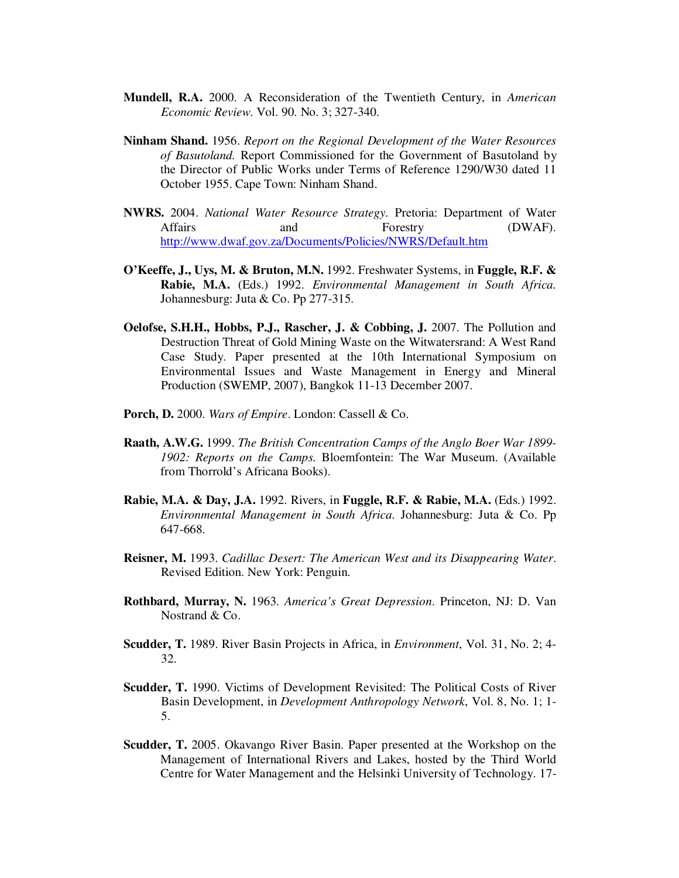**Mundell, R.A.** 2000. A Reconsideration of the Twentieth Century, in *American Economic Review*. Vol. 90. No. 3; 327-340.

**Ninham Shand.** 1956. *Report on the Regional Development of the Water Resources of Basutoland.* Report Commissioned for the Government of Basutoland by the Director of Public Works under Terms of Reference 1290/W30 dated 11 October 1955. Cape Town: Ninham Shand.

**NWRS.** 2004. *National Water Resource Strategy*. Pretoria: Department of Water Affairs and Forestry (DWAF). http://www.dwaf.gov.za/Documents/Policies/NWRS/Default.htm

**O'Keeffe, J., Uys, M. & Bruton, M.N.** 1992. Freshwater Systems, in **Fuggle, R.F. & Rabie, M.A.** (Eds.) 1992. *Environmental Management in South Africa.* Johannesburg: Juta & Co. Pp 277-315.

**Oelofse, S.H.H., Hobbs, P.J., Rascher, J. & Cobbing, J.** 2007. The Pollution and Destruction Threat of Gold Mining Waste on the Witwatersrand: A West Rand Case Study. Paper presented at the 10th International Symposium on Environmental Issues and Waste Management in Energy and Mineral Production (SWEMP, 2007), Bangkok 11-13 December 2007.

**Porch, D.** 2000. *Wars of Empire*. London: Cassell & Co.

**Raath, A.W.G.** 1999. *The British Concentration Camps of the Anglo Boer War 1899-1902: Reports on the Camps.* Bloemfontein: The War Museum. (Available from Thorrold's Africana Books).

**Rabie, M.A. & Day, J.A.** 1992. Rivers, in **Fuggle, R.F. & Rabie, M.A.** (Eds.) 1992. *Environmental Management in South Africa.* Johannesburg: Juta & Co. Pp 647-668.

**Reisner, M.** 1993. *Cadillac Desert: The American West and its Disappearing Water*. Revised Edition. New York: Penguin.

**Rothbard, Murray, N.** 1963. *America's Great Depression*. Princeton, NJ: D. Van Nostrand & Co.

**Scudder, T.** 1989. River Basin Projects in Africa, in *Environment*, Vol. 31, No. 2; 4-32.

**Scudder, T.** 1990. Victims of Development Revisited: The Political Costs of River Basin Development, in *Development Anthropology Network*, Vol. 8, No. 1; 1-5.

**Scudder, T.** 2005. Okavango River Basin. Paper presented at the Workshop on the Management of International Rivers and Lakes, hosted by the Third World Centre for Water Management and the Helsinki University of Technology. 17-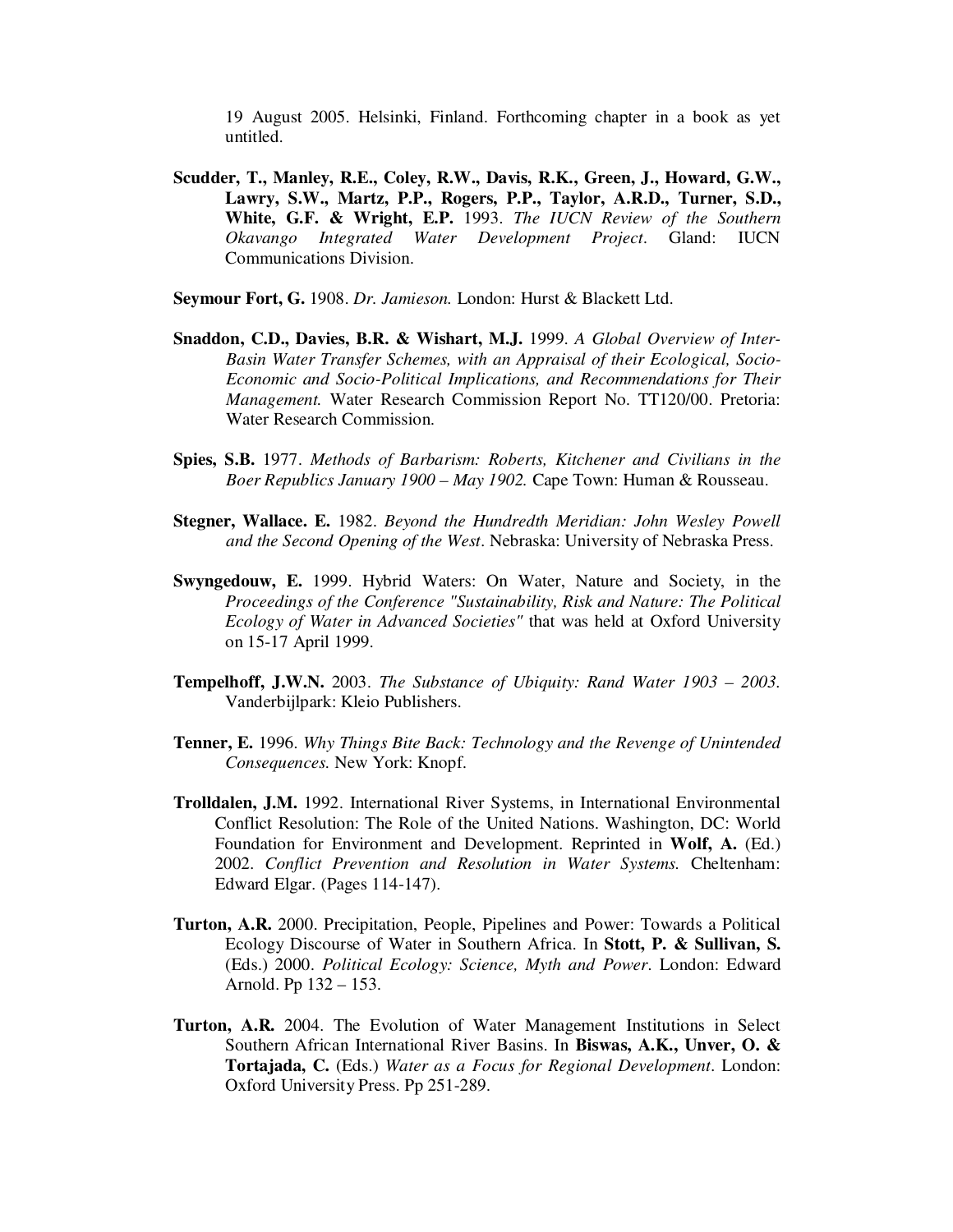19 August 2005. Helsinki, Finland. Forthcoming chapter in a book as yet untitled.

**Scudder, T., Manley, R.E., Coley, R.W., Davis, R.K., Green, J., Howard, G.W., Lawry, S.W., Martz, P.P., Rogers, P.P., Taylor, A.R.D., Turner, S.D., White, G.F. & Wright, E.P.** 1993. *The IUCN Review of the Southern Okavango Integrated Water Development Project*. Gland: IUCN Communications Division.

**Seymour Fort, G.** 1908. *Dr. Jamieson.* London: Hurst & Blackett Ltd.

**Snaddon, C.D., Davies, B.R. & Wishart, M.J.** 1999. *A Global Overview of Inter-Basin Water Transfer Schemes, with an Appraisal of their Ecological, Socio-Economic and Socio-Political Implications, and Recommendations for Their Management.* Water Research Commission Report No. TT120/00. Pretoria: Water Research Commission.

**Spies, S.B.** 1977. *Methods of Barbarism: Roberts, Kitchener and Civilians in the Boer Republics January 1900 – May 1902.* Cape Town: Human & Rousseau.

**Stegner, Wallace. E.** 1982. *Beyond the Hundredth Meridian: John Wesley Powell and the Second Opening of the West*. Nebraska: University of Nebraska Press.

**Swyngedouw, E.** 1999. Hybrid Waters: On Water, Nature and Society, in the *Proceedings of the Conference "Sustainability, Risk and Nature: The Political Ecology of Water in Advanced Societies"* that was held at Oxford University on 15-17 April 1999.

**Tempelhoff, J.W.N.** 2003. *The Substance of Ubiquity: Rand Water 1903 – 2003.* Vanderbijlpark: Kleio Publishers.

**Tenner, E.** 1996. *Why Things Bite Back: Technology and the Revenge of Unintended Consequences.* New York: Knopf.

**Trolldalen, J.M.** 1992. International River Systems, in International Environmental Conflict Resolution: The Role of the United Nations. Washington, DC: World Foundation for Environment and Development. Reprinted in **Wolf, A.** (Ed.) 2002. *Conflict Prevention and Resolution in Water Systems.* Cheltenham: Edward Elgar. (Pages 114-147).

**Turton, A.R.** 2000. Precipitation, People, Pipelines and Power: Towards a Political Ecology Discourse of Water in Southern Africa. In **Stott, P. & Sullivan, S.** (Eds.) 2000. *Political Ecology: Science, Myth and Power*. London: Edward Arnold. Pp 132 – 153.

**Turton, A.R.** 2004. The Evolution of Water Management Institutions in Select Southern African International River Basins. In **Biswas, A.K., Unver, O. & Tortajada, C.** (Eds.) *Water as a Focus for Regional Development*. London: Oxford University Press. Pp 251-289.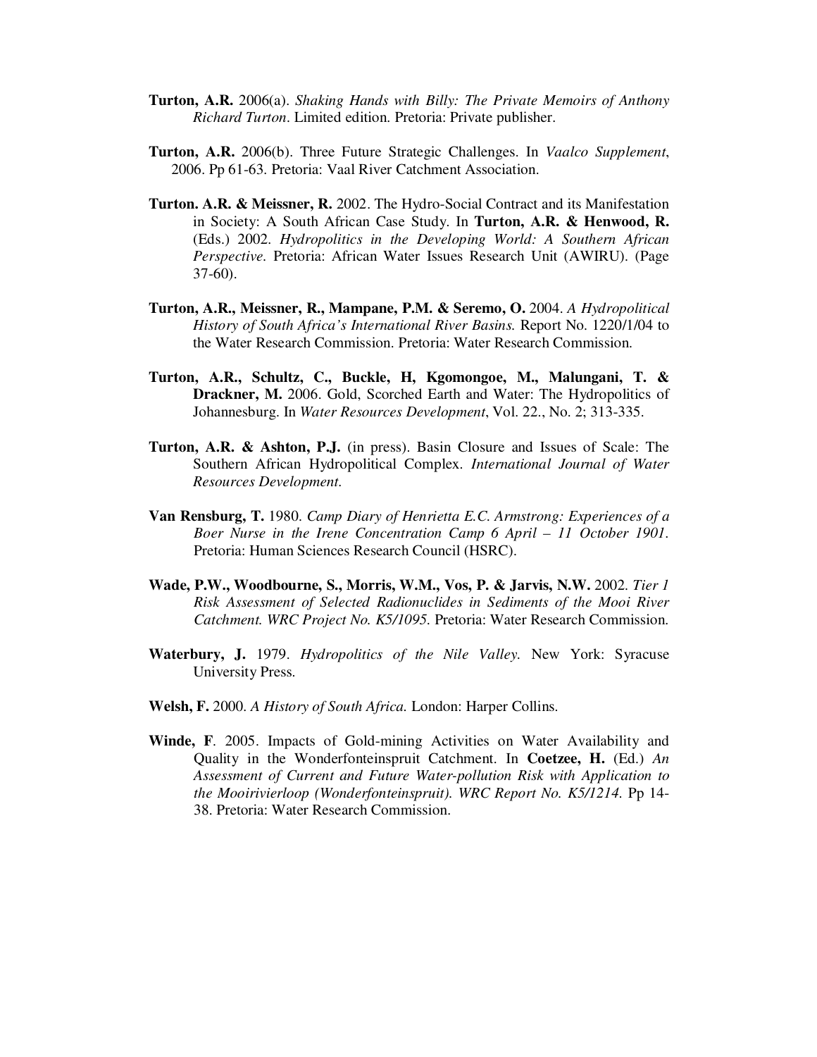**Turton, A.R.** 2006(a). *Shaking Hands with Billy: The Private Memoirs of Anthony Richard Turton*. Limited edition. Pretoria: Private publisher.

**Turton, A.R.** 2006(b). Three Future Strategic Challenges. In *Vaalco Supplement*, 2006. Pp 61-63. Pretoria: Vaal River Catchment Association.

**Turton. A.R. & Meissner, R.** 2002. The Hydro-Social Contract and its Manifestation in Society: A South African Case Study. In **Turton, A.R. & Henwood, R.** (Eds.) 2002. *Hydropolitics in the Developing World: A Southern African Perspective*. Pretoria: African Water Issues Research Unit (AWIRU). (Page 37-60).

**Turton, A.R., Meissner, R., Mampane, P.M. & Seremo, O.** 2004. *A Hydropolitical History of South Africa's International River Basins.* Report No. 1220/1/04 to the Water Research Commission. Pretoria: Water Research Commission.

**Turton, A.R., Schultz, C., Buckle, H, Kgomongoe, M., Malungani, T. & Drackner, M.** 2006. Gold, Scorched Earth and Water: The Hydropolitics of Johannesburg. In *Water Resources Development*, Vol. 22., No. 2; 313-335.

**Turton, A.R. & Ashton, P.J.** (in press). Basin Closure and Issues of Scale: The Southern African Hydropolitical Complex. *International Journal of Water Resources Development.*

**Van Rensburg, T.** 1980. *Camp Diary of Henrietta E.C. Armstrong: Experiences of a Boer Nurse in the Irene Concentration Camp 6 April – 11 October 1901*. Pretoria: Human Sciences Research Council (HSRC).

**Wade, P.W., Woodbourne, S., Morris, W.M., Vos, P. & Jarvis, N.W.** 2002. *Tier 1 Risk Assessment of Selected Radionuclides in Sediments of the Mooi River Catchment. WRC Project No. K5/1095*. Pretoria: Water Research Commission.

**Waterbury, J.** 1979. *Hydropolitics of the Nile Valley*. New York: Syracuse University Press.

**Welsh, F.** 2000. *A History of South Africa.* London: Harper Collins.

**Winde, F**. 2005. Impacts of Gold-mining Activities on Water Availability and Quality in the Wonderfonteinspruit Catchment. In **Coetzee, H.** (Ed.) *An Assessment of Current and Future Water-pollution Risk with Application to the Mooirivierloop (Wonderfonteinspruit). WRC Report No. K5/1214*. Pp 14-38. Pretoria: Water Research Commission.